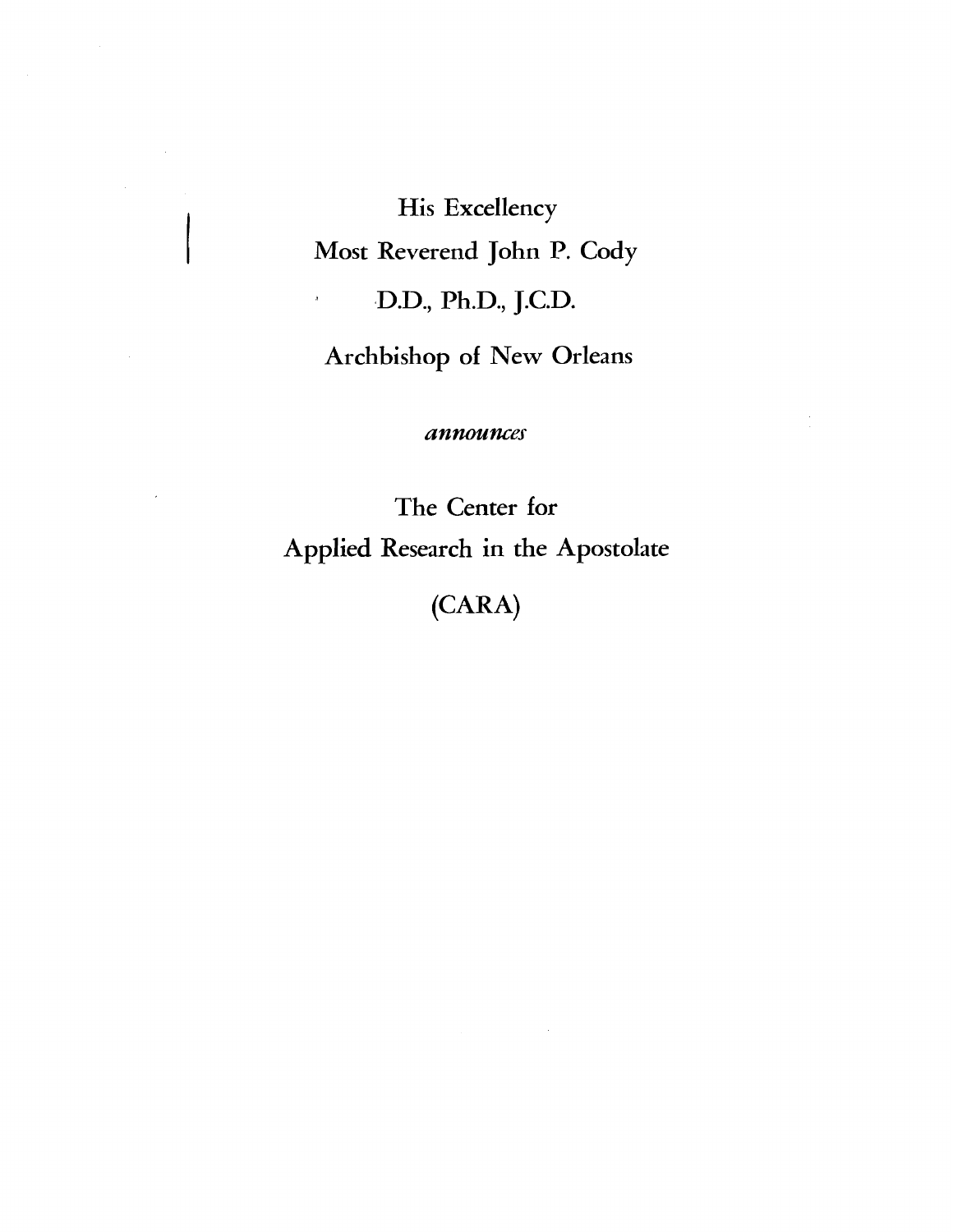His Excellency

Most Reverend John P. Cody

D.D., Ph.D., J.C.D.

Archbishop of New Orleans

*announces*

The Center for

Applied Research in the Apostolate

(CARA)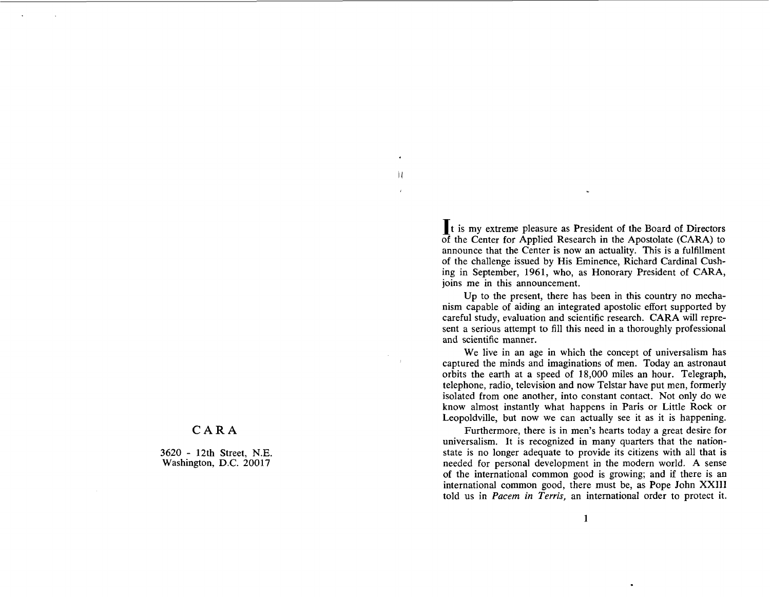CARA

3620 - 12th Street, N.E.
Washington, D.C. 20017

It is my extreme pleasure as President of the Board of Directors of the Center for Applied Research in the Apostolate (CARA) to announce that the Center is now an actuality. This is a fulfillment of the challenge issued by His Eminence, Richard Cardinal Cushing in September, 1961, who, as Honorary President of CARA, joins me in this announcement.

Up to the present, there has been in this country no mechanism capable of aiding an integrated apostolic effort supported by careful study, evaluation and scientific research. CARA will represent a serious attempt to fill this need in a thoroughly professional and scientific manner.

We live in an age in which the concept of universalism has captured the minds and imaginations of men. Today an astronaut orbits the earth at a speed of 18,000 miles an hour. Telegraph, telephone, radio, television and now Telstar have put men, formerly isolated from one another, into constant contact. Not only do we know almost instantly what happens in Paris or Little Rock or Leopoldville, but now we can actually see it as it is happening.

Furthermore, there is in men's hearts today a great desire for universalism. It is recognized in many quarters that the nation-state is no longer adequate to provide its citizens with all that is needed for personal development in the modern world. A sense of the international common good is growing; and if there is an international common good, there must be, as Pope John XXIII told us in *Pacem in Terris,* an international order to protect it.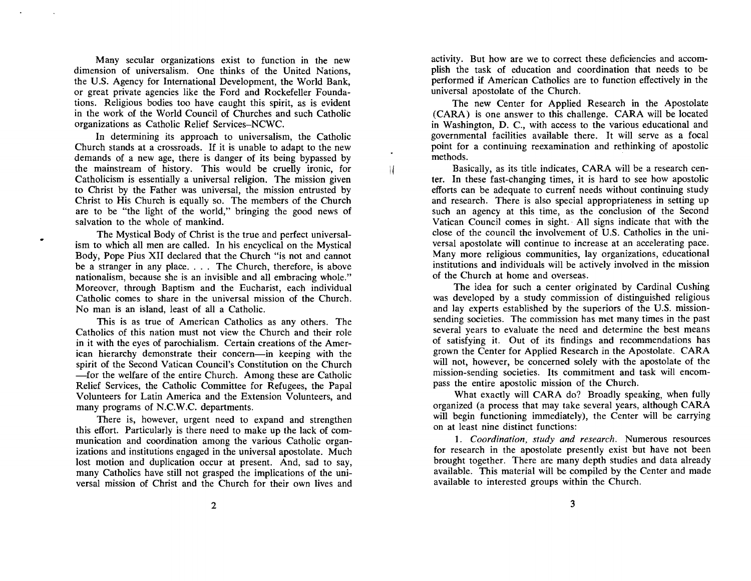Many secular organizations exist to function in the new dimension of universalism. One thinks of the United Nations, the U.S. Agency for International Development, the World Bank, or great private agencies like the Ford and Rockefeller Foundations. Religious bodies too have caught this spirit, as is evident in the work of the World Council of Churches and such Catholic organizations as Catholic Relief Services–NCWC.

In determining its approach to universalism, the Catholic Church stands at a crossroads. If it is unable to adapt to the new demands of a new age, there is danger of its being bypassed by the mainstream of history. This would be cruelly ironic, for Catholicism is essentially a universal religion. The mission given to Christ by the Father was universal, the mission entrusted by Christ to His Church is equally so. The members of the Church are to be "the light of the world," bringing the good news of salvation to the whole of mankind.

The Mystical Body of Christ is the true and perfect universalism to which all men are called. In his encyclical on the Mystical Body, Pope Pius XII declared that the Church "is not and cannot be a stranger in any place. . . . The Church, therefore, is above nationalism, because she is an invisible and all embracing whole." Moreover, through Baptism and the Eucharist, each individual Catholic comes to share in the universal mission of the Church. No man is an island, least of all a Catholic.

This is as true of American Catholics as any others. The Catholics of this nation must not view the Church and their role in it with the eyes of parochialism. Certain creations of the American hierarchy demonstrate their concern—in keeping with the spirit of the Second Vatican Council's Constitution on the Church—for the welfare of the entire Church. Among these are Catholic Relief Services, the Catholic Committee for Refugees, the Papal Volunteers for Latin America and the Extension Volunteers, and many programs of N.C.W.C. departments.

There is, however, urgent need to expand and strengthen this effort. Particularly is there need to make up the lack of communication and coordination among the various Catholic organizations and institutions engaged in the universal apostolate. Much lost motion and duplication occur at present. And, sad to say, many Catholics have still not grasped the implications of the universal mission of Christ and the Church for their own lives and activity. But how are we to correct these deficiencies and accomplish the task of education and coordination that needs to be performed if American Catholics are to function effectively in the universal apostolate of the Church.

The new Center for Applied Research in the Apostolate (CARA) is one answer to this challenge. CARA will be located in Washington, D. C., with access to the various educational and governmental facilities available there. It will serve as a focal point for a continuing reexamination and rethinking of apostolic methods.

Basically, as its title indicates, CARA will be a research center. In these fast-changing times, it is hard to see how apostolic efforts can be adequate to current needs without continuing study and research. There is also special appropriateness in setting up such an agency at this time, as the conclusion of the Second Vatican Council comes in sight. All signs indicate that with the close of the council the involvement of U.S. Catholics in the universal apostolate will continue to increase at an accelerating pace. Many more religious communities, lay organizations, educational institutions and individuals will be actively involved in the mission of the Church at home and overseas.

The idea for such a center originated by Cardinal Cushing was developed by a study commission of distinguished religious and lay experts established by the superiors of the U.S. mission-sending societies. The commission has met many times in the past several years to evaluate the need and determine the best means of satisfying it. Out of its findings and recommendations has grown the Center for Applied Research in the Apostolate. CARA will not, however, be concerned solely with the apostolate of the mission-sending societies. Its commitment and task will encompass the entire apostolic mission of the Church.

What exactly will CARA do? Broadly speaking, when fully organized (a process that may take several years, although CARA will begin functioning immediately), the Center will be carrying on at least nine distinct functions:

1. *Coordination, study and research.* Numerous resources for research in the apostolate presently exist but have not been brought together. There are many depth studies and data already available. This material will be compiled by the Center and made available to interested groups within the Church.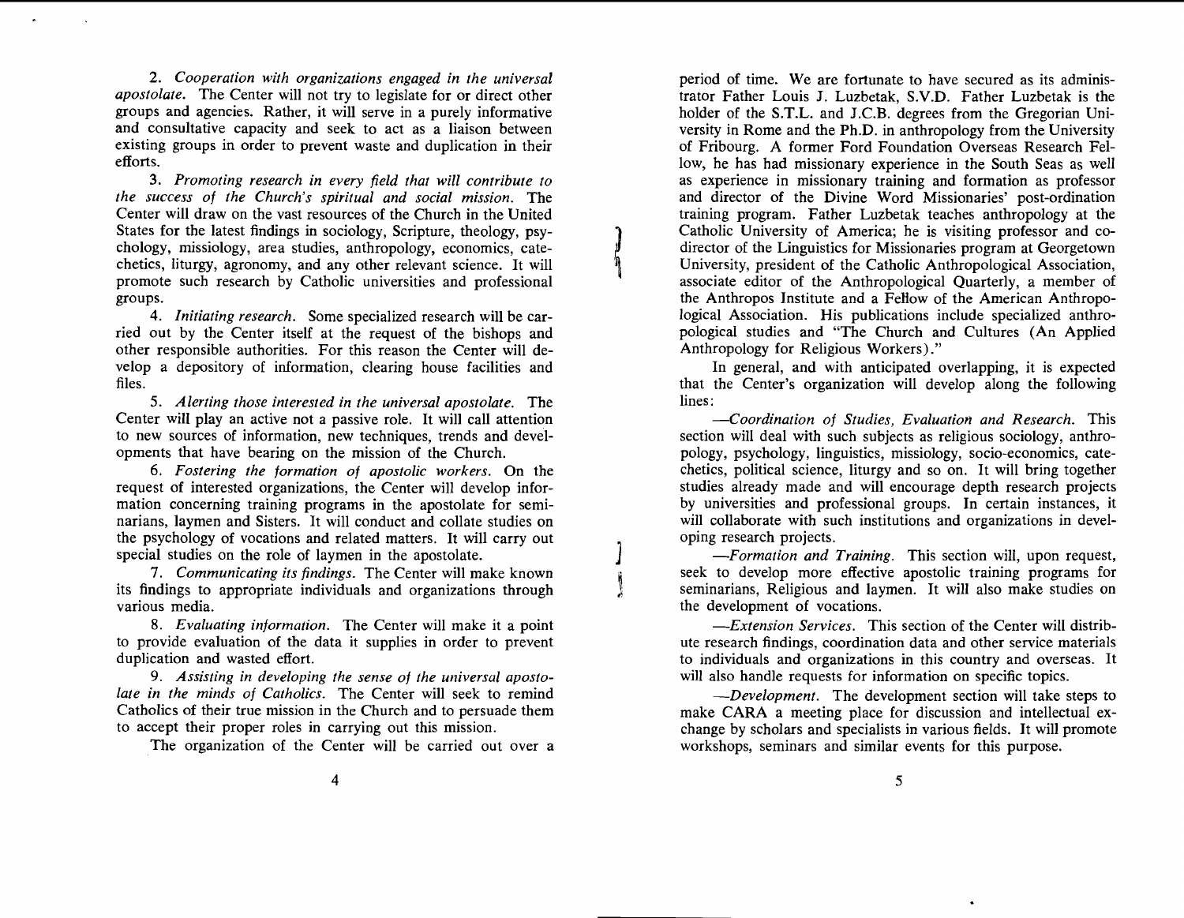2. *Cooperation with organizations engaged in the universal apostolate.* The Center will not try to legislate for or direct other groups and agencies. Rather, it will serve in a purely informative and consultative capacity and seek to act as a liaison between existing groups in order to prevent waste and duplication in their efforts.

3. *Promoting research in every field that will contribute to the success of the Church's spiritual and social mission.* The Center will draw on the vast resources of the Church in the United States for the latest findings in sociology, Scripture, theology, psychology, missiology, area studies, anthropology, economics, catechetics, liturgy, agronomy, and any other relevant science. It will promote such research by Catholic universities and professional groups.

4. *Initiating research.* Some specialized research will be carried out by the Center itself at the request of the bishops and other responsible authorities. For this reason the Center will develop a depository of information, clearing house facilities and files.

5. *Alerting those interested in the universal apostolate.* The Center will play an active not a passive role. It will call attention to new sources of information, new techniques, trends and developments that have bearing on the mission of the Church.

6. *Fostering the formation of apostolic workers.* On the request of interested organizations, the Center will develop information concerning training programs in the apostolate for seminarians, laymen and Sisters. It will conduct and collate studies on the psychology of vocations and related matters. It will carry out special studies on the role of laymen in the apostolate.

7. *Communicating its findings.* The Center will make known its findings to appropriate individuals and organizations through various media.

8. *Evaluating information.* The Center will make it a point to provide evaluation of the data it supplies in order to prevent duplication and wasted effort.

9. *Assisting in developing the sense of the universal apostolate in the minds of Catholics.* The Center will seek to remind Catholics of their true mission in the Church and to persuade them to accept their proper roles in carrying out this mission.

The organization of the Center will be carried out over a period of time. We are fortunate to have secured as its administrator Father Louis J. Luzbetak, S.V.D. Father Luzbetak is the holder of the S.T.L. and J.C.B. degrees from the Gregorian University in Rome and the Ph.D. in anthropology from the University of Fribourg. A former Ford Foundation Overseas Research Fellow, he has had missionary experience in the South Seas as well as experience in missionary training and formation as professor and director of the Divine Word Missionaries' post-ordination training program. Father Luzbetak teaches anthropology at the Catholic University of America; he is visiting professor and co-director of the Linguistics for Missionaries program at Georgetown University, president of the Catholic Anthropological Association, associate editor of the Anthropological Quarterly, a member of the Anthropos Institute and a Fellow of the American Anthropological Association. His publications include specialized anthropological studies and "The Church and Cultures (An Applied Anthropology for Religious Workers)."

In general, and with anticipated overlapping, it is expected that the Center's organization will develop along the following lines:

—*Coordination of Studies, Evaluation and Research.* This section will deal with such subjects as religious sociology, anthropology, psychology, linguistics, missiology, socio-economics, catechetics, political science, liturgy and so on. It will bring together studies already made and will encourage depth research projects by universities and professional groups. In certain instances, it will collaborate with such institutions and organizations in developing research projects.

—*Formation and Training.* This section will, upon request, seek to develop more effective apostolic training programs for seminarians, Religious and laymen. It will also make studies on the development of vocations.

—*Extension Services.* This section of the Center will distribute research findings, coordination data and other service materials to individuals and organizations in this country and overseas. It will also handle requests for information on specific topics.

—*Development.* The development section will take steps to make CARA a meeting place for discussion and intellectual exchange by scholars and specialists in various fields. It will promote workshops, seminars and similar events for this purpose.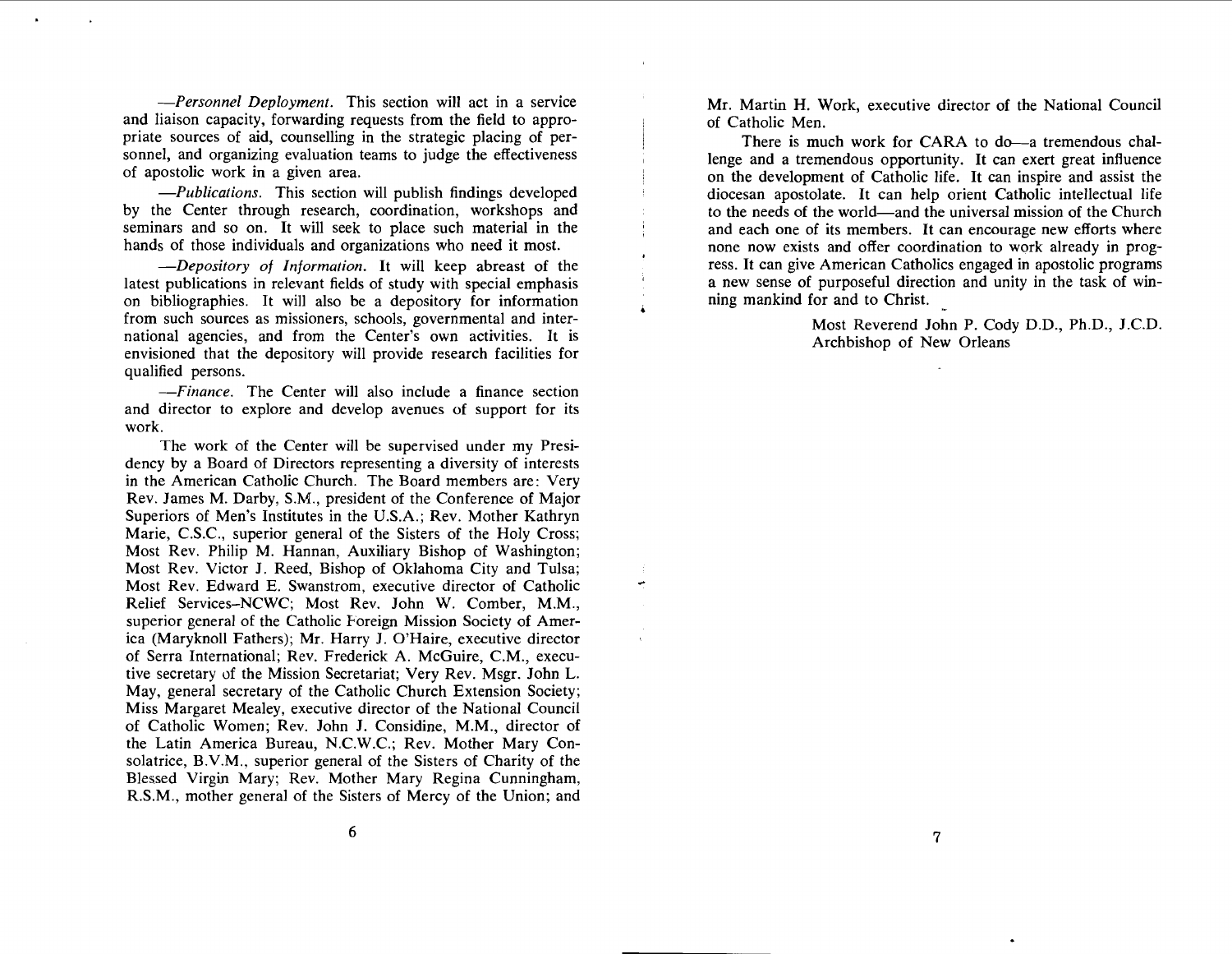*—Personnel Deployment.* This section will act in a service and liaison capacity, forwarding requests from the field to appropriate sources of aid, counselling in the strategic placing of personnel, and organizing evaluation teams to judge the effectiveness of apostolic work in a given area.

*—Publications.* This section will publish findings developed by the Center through research, coordination, workshops and seminars and so on. It will seek to place such material in the hands of those individuals and organizations who need it most.

*—Depository of Information.* It will keep abreast of the latest publications in relevant fields of study with special emphasis on bibliographies. It will also be a depository for information from such sources as missioners, schools, governmental and international agencies, and from the Center's own activities. It is envisioned that the depository will provide research facilities for qualified persons.

*—Finance.* The Center will also include a finance section and director to explore and develop avenues of support for its work.

The work of the Center will be supervised under my Presidency by a Board of Directors representing a diversity of interests in the American Catholic Church. The Board members are: Very Rev. James M. Darby, S.M., president of the Conference of Major Superiors of Men's Institutes in the U.S.A.; Rev. Mother Kathryn Marie, C.S.C., superior general of the Sisters of the Holy Cross; Most Rev. Philip M. Hannan, Auxiliary Bishop of Washington; Most Rev. Victor J. Reed, Bishop of Oklahoma City and Tulsa; Most Rev. Edward E. Swanstrom, executive director of Catholic Relief Services–NCWC; Most Rev. John W. Comber, M.M., superior general of the Catholic Foreign Mission Society of America (Maryknoll Fathers); Mr. Harry J. O'Haire, executive director of Serra International; Rev. Frederick A. McGuire, C.M., executive secretary of the Mission Secretariat; Very Rev. Msgr. John L. May, general secretary of the Catholic Church Extension Society; Miss Margaret Mealey, executive director of the National Council of Catholic Women; Rev. John J. Considine, M.M., director of the Latin America Bureau, N.C.W.C.; Rev. Mother Mary Consolatrice, B.V.M., superior general of the Sisters of Charity of the Blessed Virgin Mary; Rev. Mother Mary Regina Cunningham, R.S.M., mother general of the Sisters of Mercy of the Union; and Mr. Martin H. Work, executive director of the National Council of Catholic Men.

There is much work for CARA to do—a tremendous challenge and a tremendous opportunity. It can exert great influence on the development of Catholic life. It can inspire and assist the diocesan apostolate. It can help orient Catholic intellectual life to the needs of the world—and the universal mission of the Church and each one of its members. It can encourage new efforts where none now exists and offer coordination to work already in progress. It can give American Catholics engaged in apostolic programs a new sense of purposeful direction and unity in the task of winning mankind for and to Christ.

Most Reverend John P. Cody D.D., Ph.D., J.C.D.
Archbishop of New Orleans